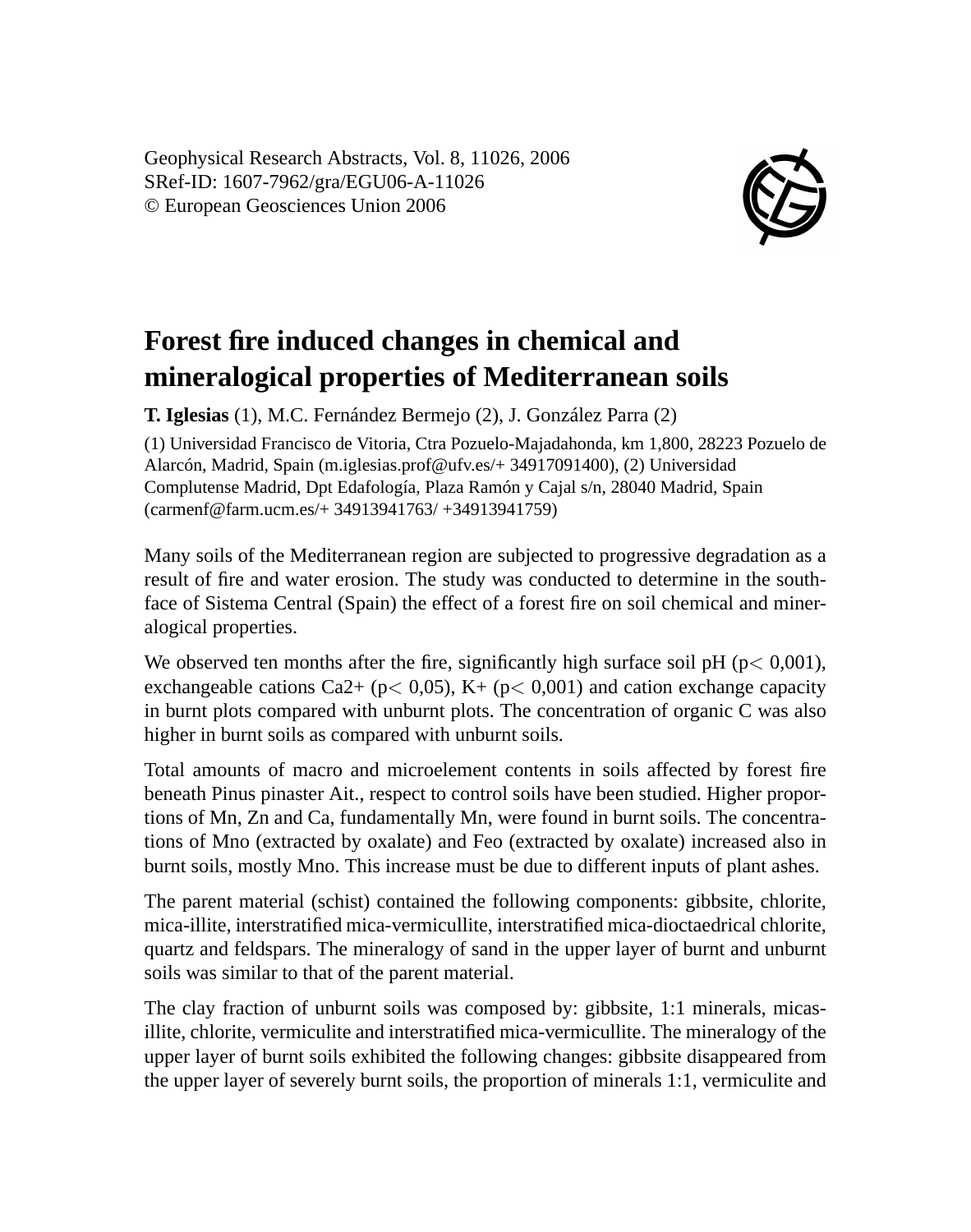Geophysical Research Abstracts, Vol. 8, 11026, 2006
SRef-ID: 1607-7962/gra/EGU06-A-11026
© European Geosciences Union 2006

# Forest fire induced changes in chemical and mineralogical properties of Mediterranean soils

**T. Iglesias** (1), M.C. Fernández Bermejo (2), J. González Parra (2)

(1) Universidad Francisco de Vitoria, Ctra Pozuelo-Majadahonda, km 1,800, 28223 Pozuelo de Alarcón, Madrid, Spain (m.iglesias.prof@ufv.es/+ 34917091400), (2) Universidad Complutense Madrid, Dpt Edafología, Plaza Ramón y Cajal s/n, 28040 Madrid, Spain (carmenf@farm.ucm.es/+ 34913941763/ +34913941759)

Many soils of the Mediterranean region are subjected to progressive degradation as a result of fire and water erosion. The study was conducted to determine in the south-face of Sistema Central (Spain) the effect of a forest fire on soil chemical and mineralogical properties.

We observed ten months after the fire, significantly high surface soil pH ($p < 0{,}001$), exchangeable cations $Ca^{2+}$ ($p < 0{,}05$), $K^{+}$ ($p < 0{,}001$) and cation exchange capacity in burnt plots compared with unburnt plots. The concentration of organic C was also higher in burnt soils as compared with unburnt soils.

Total amounts of macro and microelement contents in soils affected by forest fire beneath Pinus pinaster Ait., respect to control soils have been studied. Higher proportions of Mn, Zn and Ca, fundamentally Mn, were found in burnt soils. The concentrations of Mno (extracted by oxalate) and Feo (extracted by oxalate) increased also in burnt soils, mostly Mno. This increase must be due to different inputs of plant ashes.

The parent material (schist) contained the following components: gibbsite, chlorite, mica-illite, interstratified mica-vermicullite, interstratified mica-dioctaedrical chlorite, quartz and feldspars. The mineralogy of sand in the upper layer of burnt and unburnt soils was similar to that of the parent material.

The clay fraction of unburnt soils was composed by: gibbsite, 1:1 minerals, micas-illite, chlorite, vermiculite and interstratified mica-vermicullite. The mineralogy of the upper layer of burnt soils exhibited the following changes: gibbsite disappeared from the upper layer of severely burnt soils, the proportion of minerals 1:1, vermiculite and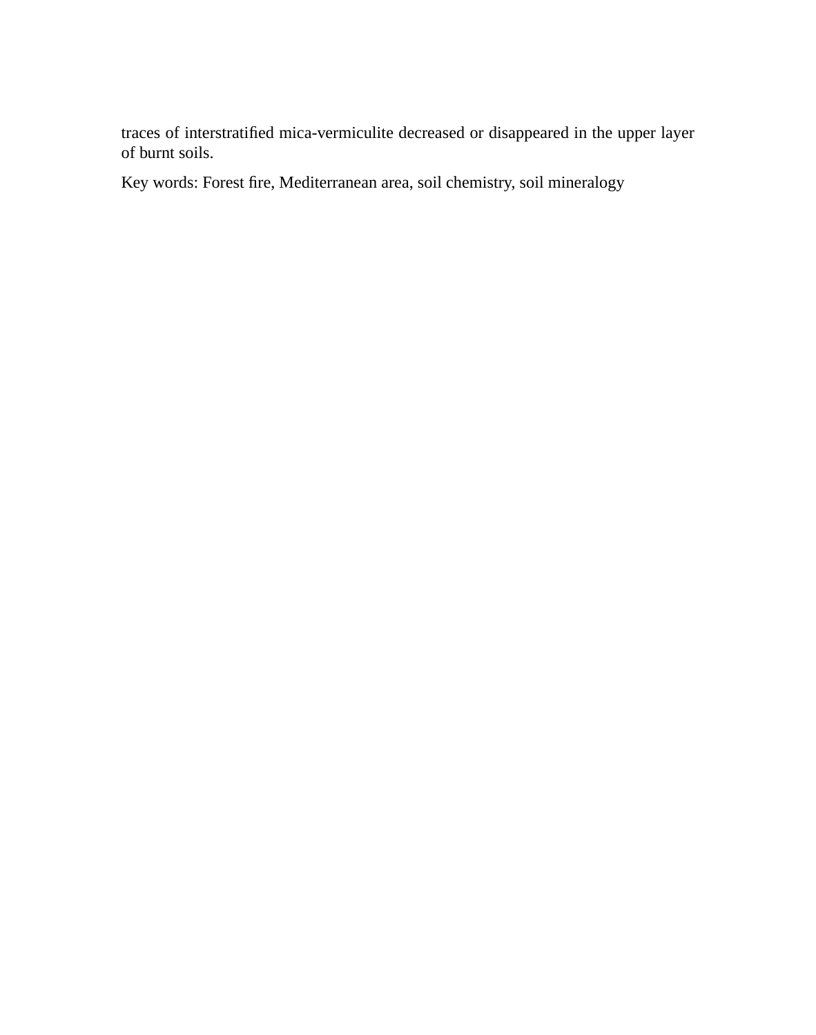traces of interstratified mica-vermiculite decreased or disappeared in the upper layer of burnt soils.

Key words: Forest fire, Mediterranean area, soil chemistry, soil mineralogy